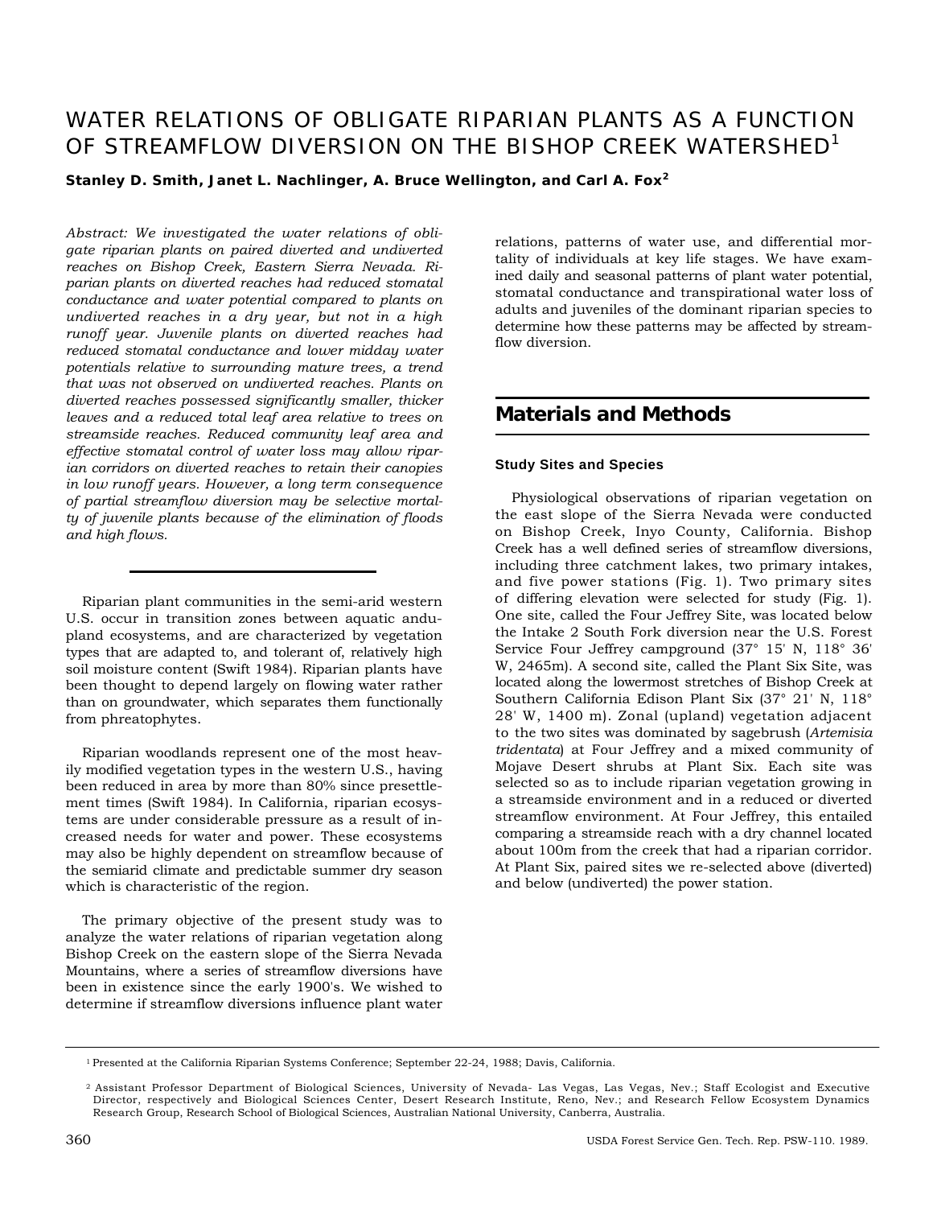# WATER RELATIONS OF OBLIGATE RIPARIAN PLANTS AS A FUNCTION OF STREAMFLOW DIVERSION ON THE BISHOP CREEK WATERSHED[1]

**Stanley D. Smith, Janet L. Nachlinger, A. Bruce Wellington, and Carl A. Fox[2]**

*Abstract: We investigated the water relations of obligate riparian plants on paired diverted and undiverted reaches on Bishop Creek, Eastern Sierra Nevada. Riparian plants on diverted reaches had reduced stomatal conductance and water potential compared to plants on undiverted reaches in a dry year, but not in a high runoff year. Juvenile plants on diverted reaches had reduced stomatal conductance and lower midday water potentials relative to surrounding mature trees, a trend that was not observed on undiverted reaches. Plants on diverted reaches possessed significantly smaller, thicker leaves and a reduced total leaf area relative to trees on streamside reaches. Reduced community leaf area and effective stomatal control of water loss may allow riparian corridors on diverted reaches to retain their canopies in low runoff years. However, a long term consequence of partial streamflow diversion may be selective mortality of juvenile plants because of the elimination of floods and high flows.*

Riparian plant communities in the semi-arid western U.S. occur in transition zones between aquatic andupland ecosystems, and are characterized by vegetation types that are adapted to, and tolerant of, relatively high soil moisture content (Swift 1984). Riparian plants have been thought to depend largely on flowing water rather than on groundwater, which separates them functionally from phreatophytes.

Riparian woodlands represent one of the most heavily modified vegetation types in the western U.S., having been reduced in area by more than 80% since presettlement times (Swift 1984). In California, riparian ecosystems are under considerable pressure as a result of increased needs for water and power. These ecosystems may also be highly dependent on streamflow because of the semiarid climate and predictable summer dry season which is characteristic of the region.

The primary objective of the present study was to analyze the water relations of riparian vegetation along Bishop Creek on the eastern slope of the Sierra Nevada Mountains, where a series of streamflow diversions have been in existence since the early 1900's. We wished to determine if streamflow diversions influence plant water relations, patterns of water use, and differential mortality of individuals at key life stages. We have examined daily and seasonal patterns of plant water potential, stomatal conductance and transpirational water loss of adults and juveniles of the dominant riparian species to determine how these patterns may be affected by streamflow diversion.

## Materials and Methods

### Study Sites and Species

Physiological observations of riparian vegetation on the east slope of the Sierra Nevada were conducted on Bishop Creek, Inyo County, California. Bishop Creek has a well defined series of streamflow diversions, including three catchment lakes, two primary intakes, and five power stations (Fig. 1). Two primary sites of differing elevation were selected for study (Fig. 1). One site, called the Four Jeffrey Site, was located below the Intake 2 South Fork diversion near the U.S. Forest Service Four Jeffrey campground (37° 15' N, 118° 36' W, 2465m). A second site, called the Plant Six Site, was located along the lowermost stretches of Bishop Creek at Southern California Edison Plant Six (37° 21' N, 118° 28' W, 1400 m). Zonal (upland) vegetation adjacent to the two sites was dominated by sagebrush (*Artemisia tridentata*) at Four Jeffrey and a mixed community of Mojave Desert shrubs at Plant Six. Each site was selected so as to include riparian vegetation growing in a streamside environment and in a reduced or diverted streamflow environment. At Four Jeffrey, this entailed comparing a streamside reach with a dry channel located about 100m from the creek that had a riparian corridor. At Plant Six, paired sites we re-selected above (diverted) and below (undiverted) the power station.

---

[1] Presented at the California Riparian Systems Conference; September 22-24, 1988; Davis, California.

[2] Assistant Professor Department of Biological Sciences, University of Nevada- Las Vegas, Las Vegas, Nev.; Staff Ecologist and Executive Director, respectively and Biological Sciences Center, Desert Research Institute, Reno, Nev.; and Research Fellow Ecosystem Dynamics Research Group, Research School of Biological Sciences, Australian National University, Canberra, Australia.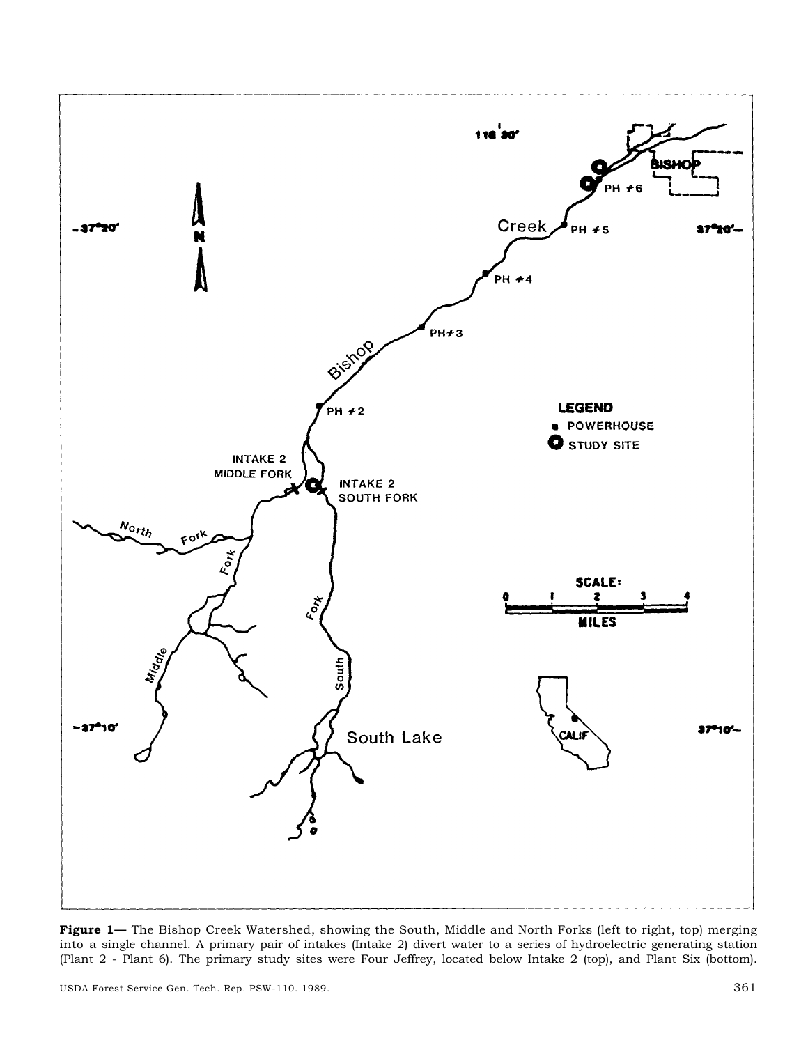**Figure 1**— The Bishop Creek Watershed, showing the South, Middle and North Forks (left to right, top) merging into a single channel. A primary pair of intakes (Intake 2) divert water to a series of hydroelectric generating station (Plant 2 - Plant 6). The primary study sites were Four Jeffrey, located below Intake 2 (top), and Plant Six (bottom).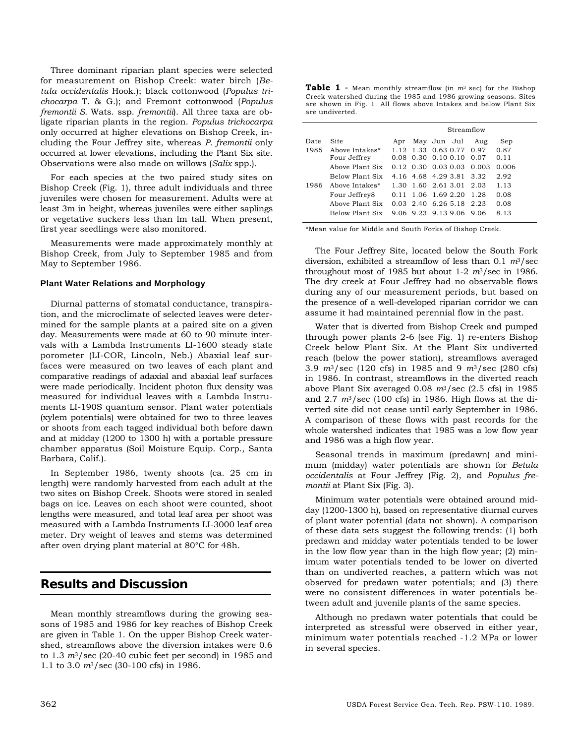Three dominant riparian plant species were selected for measurement on Bishop Creek: water birch (*Betula occidentalis* Hook.); black cottonwood (*Populus trichocarpa* T. & G.); and Fremont cottonwood (*Populus fremontii S.* Wats. ssp. *fremontii*). All three taxa are obligate riparian plants in the region. *Populus trichocarpa* only occurred at higher elevations on Bishop Creek, including the Four Jeffrey site, whereas *P. fremontii* only occurred at lower elevations, including the Plant Six site. Observations were also made on willows (*Salix* spp.).

For each species at the two paired study sites on Bishop Creek (Fig. 1), three adult individuals and three juveniles were chosen for measurement. Adults were at least 3m in height, whereas juveniles were either saplings or vegetative suckers less than lm tall. When present, first year seedlings were also monitored.

Measurements were made approximately monthly at Bishop Creek, from July to September 1985 and from May to September 1986.

### Plant Water Relations and Morphology

Diurnal patterns of stomatal conductance, transpiration, and the microclimate of selected leaves were determined for the sample plants at a paired site on a given day. Measurements were made at 60 to 90 minute intervals with a Lambda Instruments LI-1600 steady state porometer (LI-COR, Lincoln, Neb.) Abaxial leaf surfaces were measured on two leaves of each plant and comparative readings of adaxial and abaxial leaf surfaces were made periodically. Incident photon flux density was measured for individual leaves with a Lambda Instruments LI-190S quantum sensor. Plant water potentials (xylem potentials) were obtained for two to three leaves or shoots from each tagged individual both before dawn and at midday (1200 to 1300 h) with a portable pressure chamber apparatus (Soil Moisture Equip. Corp., Santa Barbara, Calif.).

In September 1986, twenty shoots (ca. 25 cm in length) were randomly harvested from each adult at the two sites on Bishop Creek. Shoots were stored in sealed bags on ice. Leaves on each shoot were counted, shoot lengths were measured, and total leaf area per shoot was measured with a Lambda Instruments LI-3000 leaf area meter. Dry weight of leaves and stems was determined after oven drying plant material at 80°C for 48h.

## Results and Discussion

Mean monthly streamflows during the growing seasons of 1985 and 1986 for key reaches of Bishop Creek are given in Table 1. On the upper Bishop Creek watershed, streamflows above the diversion intakes were 0.6 to 1.3 $m^3$/sec (20-40 cubic feet per second) in 1985 and 1.1 to 3.0 $m^3$/sec (30-100 cfs) in 1986.

**Table 1** - Mean monthly streamflow (in $m^3$ sec) for the Bishop Creek watershed during the 1985 and 1986 growing seasons. Sites are shown in Fig. 1. All flows above Intakes and below Plant Six are undiverted.

| Date | Site | Streamflow | | | | | |
|---|---|---|---|---|---|---|---|
| | | Apr | May | Jun | Jul | Aug | Sep |
| 1985 | Above Intakes* | 1.12 | 1.33 | 0.63 | 0.77 | 0.97 | 0.87 |
| | Four Jeffrey | 0.08 | 0.30 | 0.10 | 0.10 | 0.07 | 0.11 |
| | Above Plant Six | 0.12 | 0.30 | 0.03 | 0.03 | 0.003 | 0.006 |
| | Below Plant Six | 4.16 | 4.68 | 4.29 | 3.81 | 3.32 | 2.92 |
| 1986 | Above Intakes* | 1.30 | 1.60 | 2.61 | 3.01 | 2.03 | 1.13 |
| | Four Jeffrey8 | 0.11 | 1.06 | 1.69 | 2.20 | 1.28 | 0.08 |
| | Above Plant Six | 0.03 | 2.40 | 6.26 | 5.18 | 2.23 | 0.08 |
| | Below Plant Six | 9.06 | 9.23 | 9.13 | 9.06 | 9.06 | 8.13 |

*Mean value for Middle and South Forks of Bishop Creek.

The Four Jeffrey Site, located below the South Fork diversion, exhibited a streamflow of less than 0.1 $m^3$/sec throughout most of 1985 but about 1-2 $m^3$/sec in 1986. The dry creek at Four Jeffrey had no observable flows during any of our measurement periods, but based on the presence of a well-developed riparian corridor we can assume it had maintained perennial flow in the past.

Water that is diverted from Bishop Creek and pumped through power plants 2-6 (see Fig. 1) re-enters Bishop Creek below Plant Six. At the Plant Six undiverted reach (below the power station), streamflows averaged 3.9 $m^3$/sec (120 cfs) in 1985 and 9 $m^3$/sec (280 cfs) in 1986. In contrast, streamflows in the diverted reach above Plant Six averaged 0.08 $m^3$/sec (2.5 cfs) in 1985 and 2.7 $m^3$/sec (100 cfs) in 1986. High flows at the diverted site did not cease until early September in 1986. A comparison of these flows with past records for the whole watershed indicates that 1985 was a low flow year and 1986 was a high flow year.

Seasonal trends in maximum (predawn) and minimum (midday) water potentials are shown for *Betula occidentalis* at Four Jeffrey (Fig. 2), and *Populus fremontii* at Plant Six (Fig. 3).

Minimum water potentials were obtained around midday (1200-1300 h), based on representative diurnal curves of plant water potential (data not shown). A comparison of these data sets suggest the following trends: (1) both predawn and midday water potentials tended to be lower in the low flow year than in the high flow year; (2) minimum water potentials tended to be lower on diverted than on undiverted reaches, a pattern which was not observed for predawn water potentials; and (3) there were no consistent differences in water potentials between adult and juvenile plants of the same species.

Although no predawn water potentials that could be interpreted as stressful were observed in either year, minimum water potentials reached -1.2 MPa or lower in several species.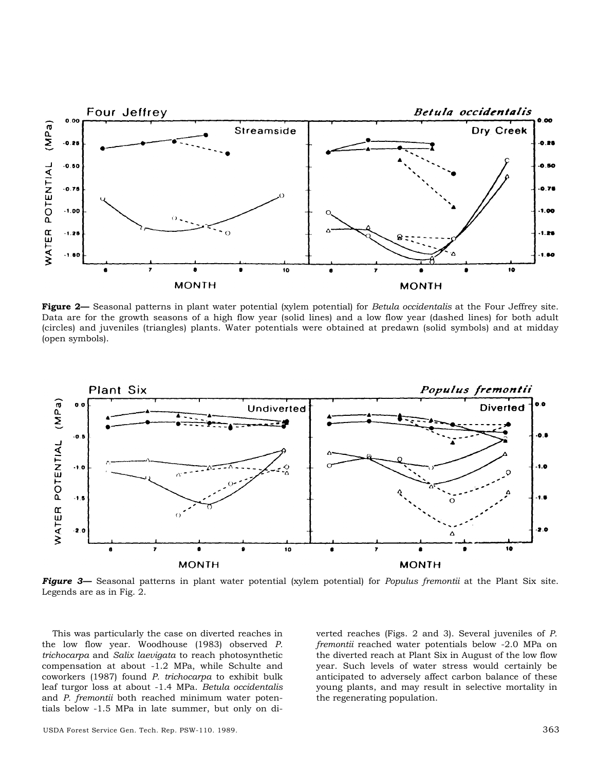**Figure 2—** Seasonal patterns in plant water potential (xylem potential) for *Betula occidentalis* at the Four Jeffrey site. Data are for the growth seasons of a high flow year (solid lines) and a low flow year (dashed lines) for both adult (circles) and juveniles (triangles) plants. Water potentials were obtained at predawn (solid symbols) and at midday (open symbols).

***Figure 3—*** Seasonal patterns in plant water potential (xylem potential) for *Populus fremontii* at the Plant Six site. Legends are as in Fig. 2.

This was particularly the case on diverted reaches in the low flow year. Woodhouse (1983) observed *P. trichocarpa* and *Salix laevigata* to reach photosynthetic compensation at about -1.2 MPa, while Schulte and coworkers (1987) found *P. trichocarpa* to exhibit bulk leaf turgor loss at about -1.4 MPa. *Betula occidentalis* and *P. fremontii* both reached minimum water potentials below -1.5 MPa in late summer, but only on diverted reaches (Figs. 2 and 3). Several juveniles of *P. fremontii* reached water potentials below -2.0 MPa on the diverted reach at Plant Six in August of the low flow year. Such levels of water stress would certainly be anticipated to adversely affect carbon balance of these young plants, and may result in selective mortality in the regenerating population.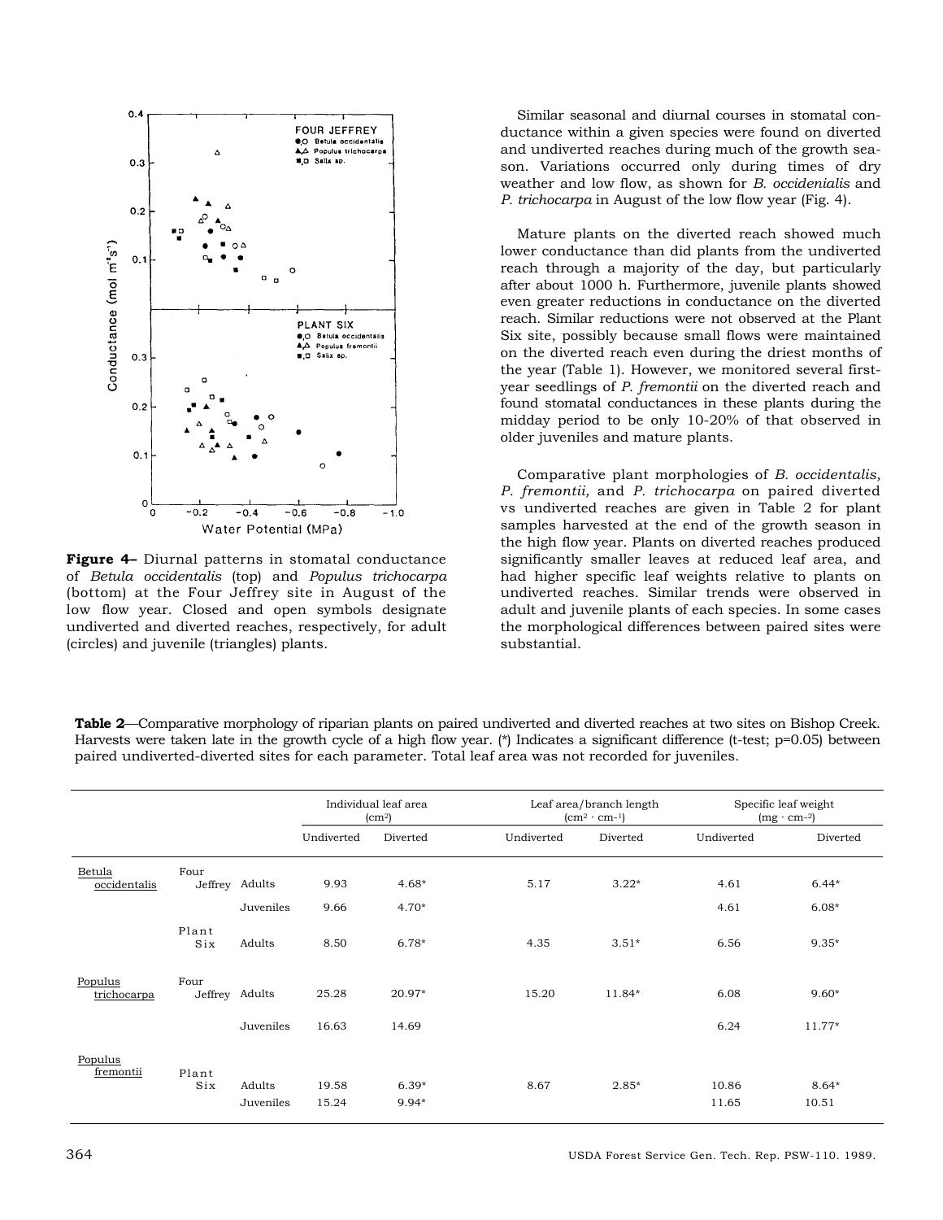**Figure 4**– Diurnal patterns in stomatal conductance of *Betula occidentalis* (top) and *Populus trichocarpa* (bottom) at the Four Jeffrey site in August of the low flow year. Closed and open symbols designate undiverted and diverted reaches, respectively, for adult (circles) and juvenile (triangles) plants.

Similar seasonal and diurnal courses in stomatal conductance within a given species were found on diverted and undiverted reaches during much of the growth season. Variations occurred only during times of dry weather and low flow, as shown for *B. occidenialis* and *P. trichocarpa* in August of the low flow year (Fig. 4).

Mature plants on the diverted reach showed much lower conductance than did plants from the undiverted reach through a majority of the day, but particularly after about 1000 h. Furthermore, juvenile plants showed even greater reductions in conductance on the diverted reach. Similar reductions were not observed at the Plant Six site, possibly because small flows were maintained on the diverted reach even during the driest months of the year (Table 1). However, we monitored several first-year seedlings of *P. fremontii* on the diverted reach and found stomatal conductances in these plants during the midday period to be only 10-20% of that observed in older juveniles and mature plants.

Comparative plant morphologies of *B. occidentalis, P. fremontii,* and *P. trichocarpa* on paired diverted vs undiverted reaches are given in Table 2 for plant samples harvested at the end of the growth season in the high flow year. Plants on diverted reaches produced significantly smaller leaves at reduced leaf area, and had higher specific leaf weights relative to plants on undiverted reaches. Similar trends were observed in adult and juvenile plants of each species. In some cases the morphological differences between paired sites were substantial.

**Table 2**—Comparative morphology of riparian plants on paired undiverted and diverted reaches at two sites on Bishop Creek. Harvests were taken late in the growth cycle of a high flow year. (*) Indicates a significant difference (t-test; p=0.05) between paired undiverted-diverted sites for each parameter. Total leaf area was not recorded for juveniles.

| | | | Individual leaf area ($cm^2$) | | Leaf area/branch length ($cm^2 \cdot cm^{-1}$) | | Specific leaf weight ($mg \cdot cm^{-2}$) | |
|---|---|---|---|---|---|---|---|---|
| | | | Undiverted | Diverted | Undiverted | Diverted | Undiverted | Diverted |
| Betula occidentalis | Four Jeffrey | Adults | 9.93 | 4.68* | 5.17 | 3.22* | 4.61 | 6.44* |
| | | Juveniles | 9.66 | 4.70* | | | 4.61 | 6.08* |
| | Plant Six | Adults | 8.50 | 6.78* | 4.35 | 3.51* | 6.56 | 9.35* |
| Populus trichocarpa | Four Jeffrey | Adults | 25.28 | 20.97* | 15.20 | 11.84* | 6.08 | 9.60* |
| | | Juveniles | 16.63 | 14.69 | | | 6.24 | 11.77* |
| Populus fremontii | Plant Six | Adults | 19.58 | 6.39* | 8.67 | 2.85* | 10.86 | 8.64* |
| | | Juveniles | 15.24 | 9.94* | | | 11.65 | 10.51 |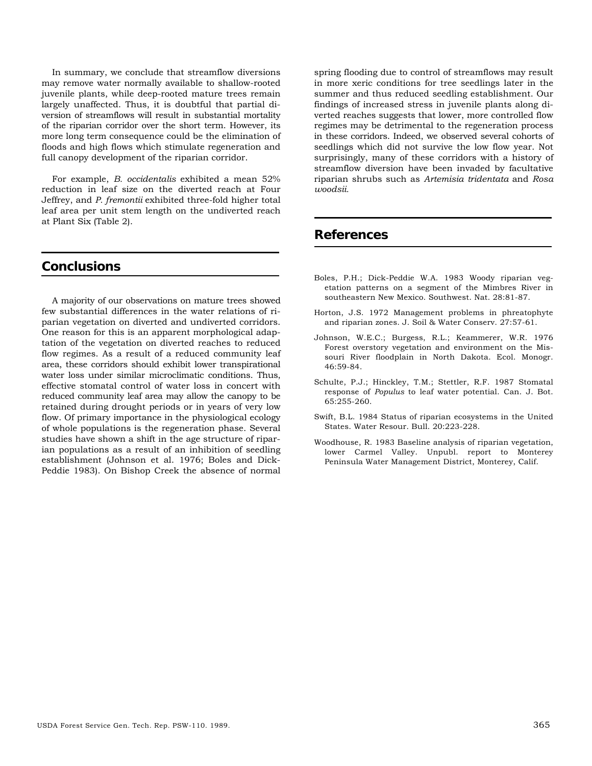In summary, we conclude that streamflow diversions may remove water normally available to shallow-rooted juvenile plants, while deep-rooted mature trees remain largely unaffected. Thus, it is doubtful that partial diversion of streamflows will result in substantial mortality of the riparian corridor over the short term. However, its more long term consequence could be the elimination of floods and high flows which stimulate regeneration and full canopy development of the riparian corridor.

For example, *B. occidentalis* exhibited a mean 52% reduction in leaf size on the diverted reach at Four Jeffrey, and *P. fremontii* exhibited three-fold higher total leaf area per unit stem length on the undiverted reach at Plant Six (Table 2).

## Conclusions

A majority of our observations on mature trees showed few substantial differences in the water relations of riparian vegetation on diverted and undiverted corridors. One reason for this is an apparent morphological adaptation of the vegetation on diverted reaches to reduced flow regimes. As a result of a reduced community leaf area, these corridors should exhibit lower transpirational water loss under similar microclimatic conditions. Thus, effective stomatal control of water loss in concert with reduced community leaf area may allow the canopy to be retained during drought periods or in years of very low flow. Of primary importance in the physiological ecology of whole populations is the regeneration phase. Several studies have shown a shift in the age structure of riparian populations as a result of an inhibition of seedling establishment (Johnson et al. 1976; Boles and Dick-Peddie 1983). On Bishop Creek the absence of normal spring flooding due to control of streamflows may result in more xeric conditions for tree seedlings later in the summer and thus reduced seedling establishment. Our findings of increased stress in juvenile plants along diverted reaches suggests that lower, more controlled flow regimes may be detrimental to the regeneration process in these corridors. Indeed, we observed several cohorts of seedlings which did not survive the low flow year. Not surprisingly, many of these corridors with a history of streamflow diversion have been invaded by facultative riparian shrubs such as *Artemisia tridentata* and *Rosa woodsii.*

## References

Boles, P.H.; Dick-Peddie W.A. 1983 Woody riparian vegetation patterns on a segment of the Mimbres River in southeastern New Mexico. Southwest. Nat. 28:81-87.

Horton, J.S. 1972 Management problems in phreatophyte and riparian zones. J. Soil & Water Conserv. 27:57-61.

Johnson, W.E.C.; Burgess, R.L.; Keammerer, W.R. 1976 Forest overstory vegetation and environment on the Missouri River floodplain in North Dakota. Ecol. Monogr. 46:59-84.

Schulte, P.J.; Hinckley, T.M.; Stettler, R.F. 1987 Stomatal response of *Populus* to leaf water potential. Can. J. Bot. 65:255-260.

Swift, B.L. 1984 Status of riparian ecosystems in the United States. Water Resour. Bull. 20:223-228.

Woodhouse, R. 1983 Baseline analysis of riparian vegetation, lower Carmel Valley. Unpubl. report to Monterey Peninsula Water Management District, Monterey, Calif.